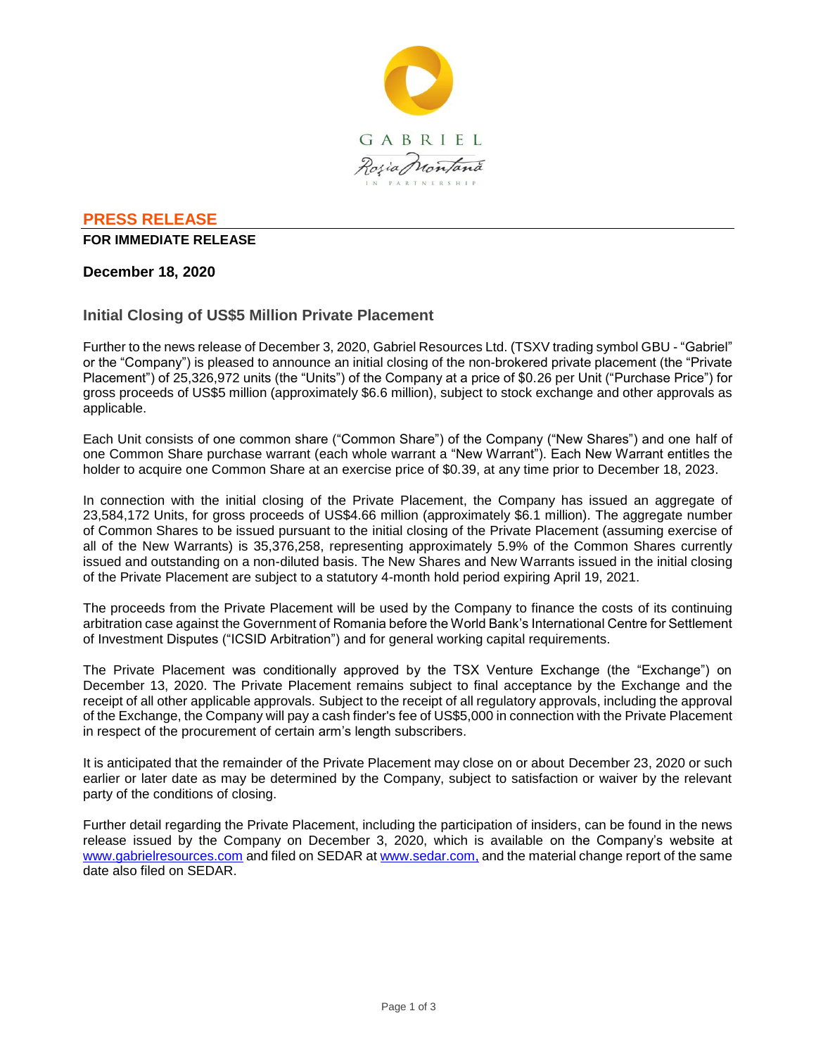GABRIEL

Roşia Montană

IN PARTNERSHIP

## PRESS RELEASE

**FOR IMMEDIATE RELEASE**

**December 18, 2020**

### Initial Closing of US$5 Million Private Placement

Further to the news release of December 3, 2020, Gabriel Resources Ltd. (TSXV trading symbol GBU - "Gabriel" or the "Company") is pleased to announce an initial closing of the non-brokered private placement (the "Private Placement") of 25,326,972 units (the "Units") of the Company at a price of $0.26 per Unit ("Purchase Price") for gross proceeds of US$5 million (approximately $6.6 million), subject to stock exchange and other approvals as applicable.

Each Unit consists of one common share ("Common Share") of the Company ("New Shares") and one half of one Common Share purchase warrant (each whole warrant a "New Warrant"). Each New Warrant entitles the holder to acquire one Common Share at an exercise price of $0.39, at any time prior to December 18, 2023.

In connection with the initial closing of the Private Placement, the Company has issued an aggregate of 23,584,172 Units, for gross proceeds of US$4.66 million (approximately $6.1 million). The aggregate number of Common Shares to be issued pursuant to the initial closing of the Private Placement (assuming exercise of all of the New Warrants) is 35,376,258, representing approximately 5.9% of the Common Shares currently issued and outstanding on a non-diluted basis. The New Shares and New Warrants issued in the initial closing of the Private Placement are subject to a statutory 4-month hold period expiring April 19, 2021.

The proceeds from the Private Placement will be used by the Company to finance the costs of its continuing arbitration case against the Government of Romania before the World Bank's International Centre for Settlement of Investment Disputes ("ICSID Arbitration") and for general working capital requirements.

The Private Placement was conditionally approved by the TSX Venture Exchange (the "Exchange") on December 13, 2020. The Private Placement remains subject to final acceptance by the Exchange and the receipt of all other applicable approvals. Subject to the receipt of all regulatory approvals, including the approval of the Exchange, the Company will pay a cash finder's fee of US$5,000 in connection with the Private Placement in respect of the procurement of certain arm's length subscribers.

It is anticipated that the remainder of the Private Placement may close on or about December 23, 2020 or such earlier or later date as may be determined by the Company, subject to satisfaction or waiver by the relevant party of the conditions of closing.

Further detail regarding the Private Placement, including the participation of insiders, can be found in the news release issued by the Company on December 3, 2020, which is available on the Company's website at [www.gabrielresources.com](http://www.gabrielresources.com) and filed on SEDAR at [www.sedar.com,](http://www.sedar.com) and the material change report of the same date also filed on SEDAR.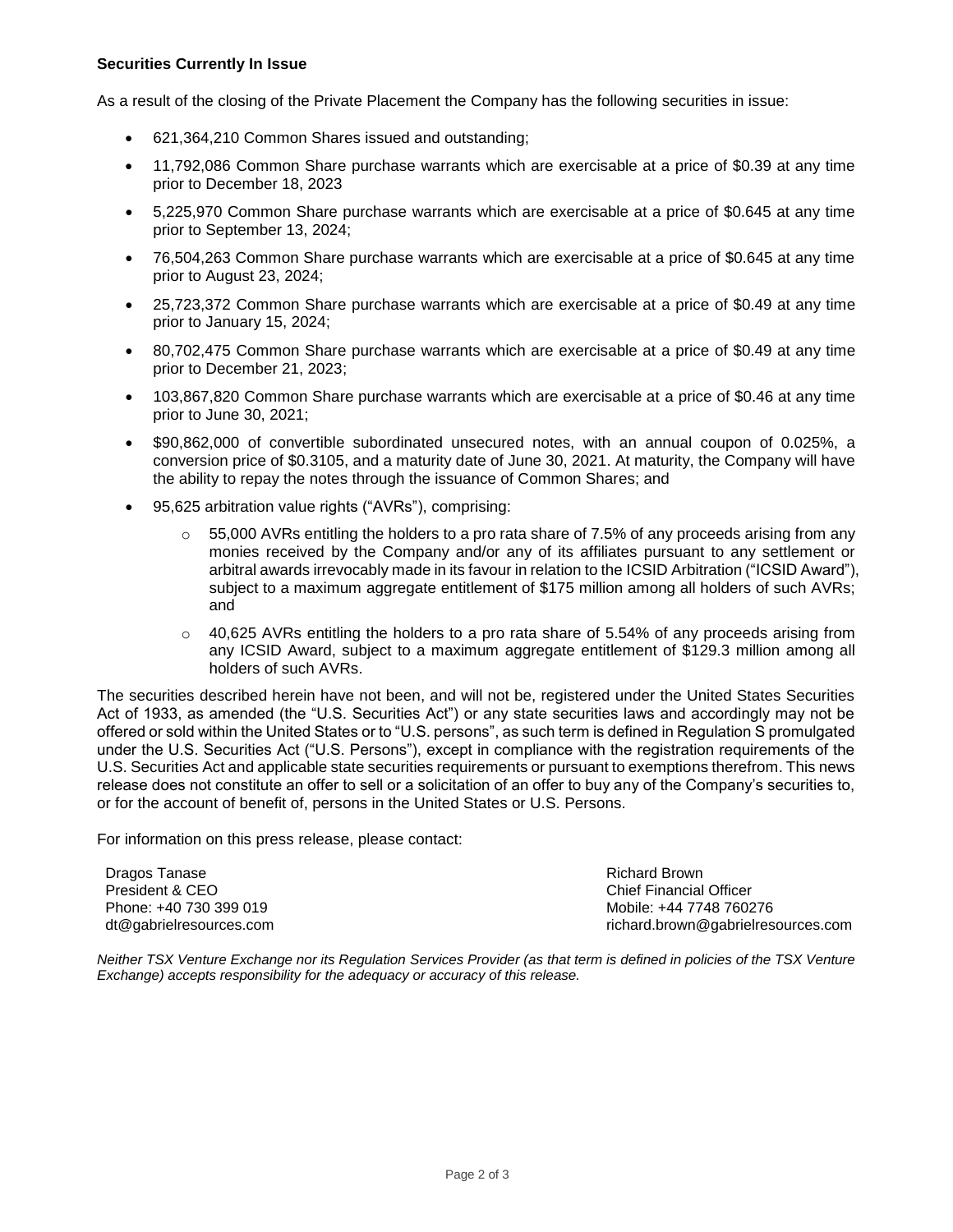**Securities Currently In Issue**

As a result of the closing of the Private Placement the Company has the following securities in issue:

- 621,364,210 Common Shares issued and outstanding;
- 11,792,086 Common Share purchase warrants which are exercisable at a price of $0.39 at any time prior to December 18, 2023
- 5,225,970 Common Share purchase warrants which are exercisable at a price of $0.645 at any time prior to September 13, 2024;
- 76,504,263 Common Share purchase warrants which are exercisable at a price of $0.645 at any time prior to August 23, 2024;
- 25,723,372 Common Share purchase warrants which are exercisable at a price of $0.49 at any time prior to January 15, 2024;
- 80,702,475 Common Share purchase warrants which are exercisable at a price of $0.49 at any time prior to December 21, 2023;
- 103,867,820 Common Share purchase warrants which are exercisable at a price of $0.46 at any time prior to June 30, 2021;
- $90,862,000 of convertible subordinated unsecured notes, with an annual coupon of 0.025%, a conversion price of $0.3105, and a maturity date of June 30, 2021. At maturity, the Company will have the ability to repay the notes through the issuance of Common Shares; and
- 95,625 arbitration value rights ("AVRs"), comprising:
  - 55,000 AVRs entitling the holders to a pro rata share of 7.5% of any proceeds arising from any monies received by the Company and/or any of its affiliates pursuant to any settlement or arbitral awards irrevocably made in its favour in relation to the ICSID Arbitration ("ICSID Award"), subject to a maximum aggregate entitlement of $175 million among all holders of such AVRs; and
  - 40,625 AVRs entitling the holders to a pro rata share of 5.54% of any proceeds arising from any ICSID Award, subject to a maximum aggregate entitlement of $129.3 million among all holders of such AVRs.

The securities described herein have not been, and will not be, registered under the United States Securities Act of 1933, as amended (the "U.S. Securities Act") or any state securities laws and accordingly may not be offered or sold within the United States or to "U.S. persons", as such term is defined in Regulation S promulgated under the U.S. Securities Act ("U.S. Persons"), except in compliance with the registration requirements of the U.S. Securities Act and applicable state securities requirements or pursuant to exemptions therefrom. This news release does not constitute an offer to sell or a solicitation of an offer to buy any of the Company's securities to, or for the account of benefit of, persons in the United States or U.S. Persons.

For information on this press release, please contact:

Dragos Tanase
President & CEO
Phone: +40 730 399 019
dt@gabrielresources.com

Richard Brown
Chief Financial Officer
Mobile: +44 7748 760276
richard.brown@gabrielresources.com

*Neither TSX Venture Exchange nor its Regulation Services Provider (as that term is defined in policies of the TSX Venture Exchange) accepts responsibility for the adequacy or accuracy of this release.*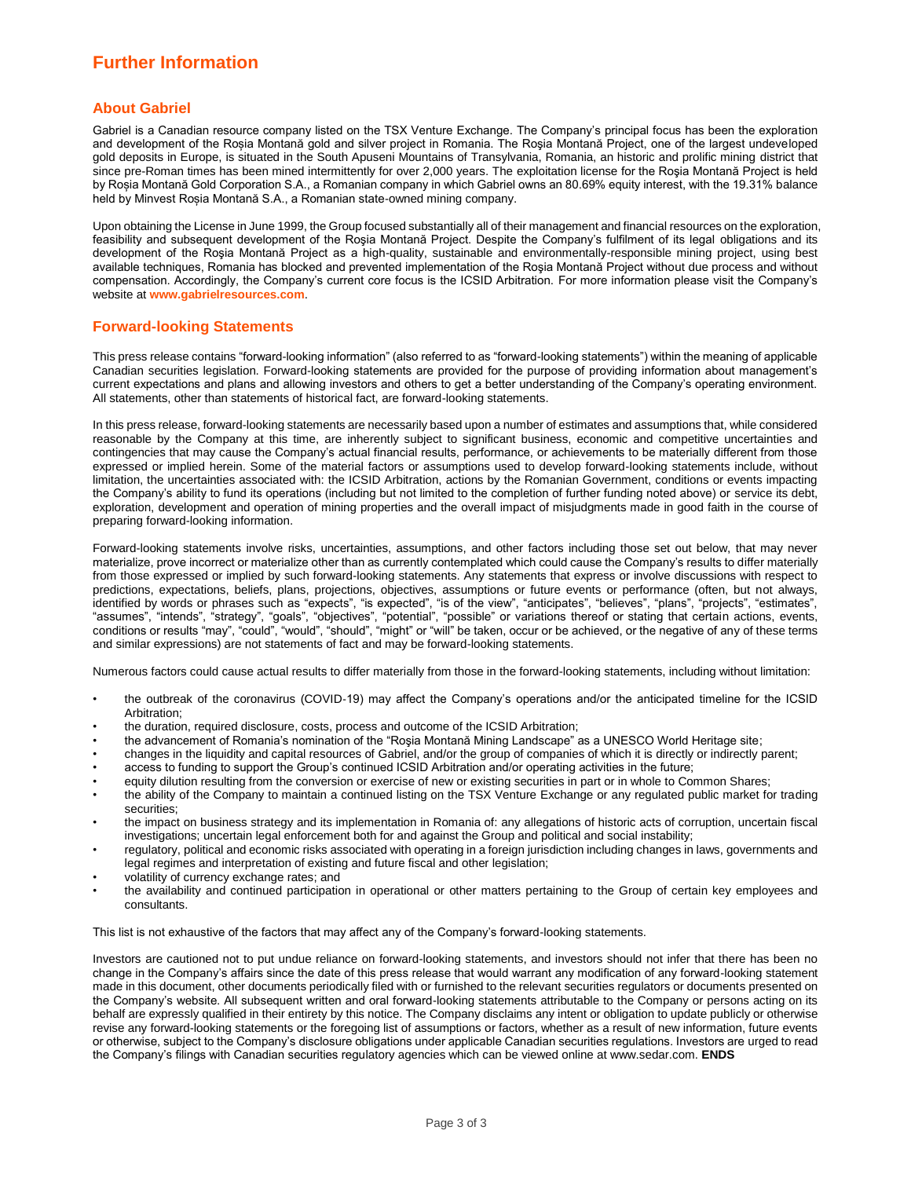# Further Information

## About Gabriel

Gabriel is a Canadian resource company listed on the TSX Venture Exchange. The Company's principal focus has been the exploration and development of the Roșia Montană gold and silver project in Romania. The Roşia Montană Project, one of the largest undeveloped gold deposits in Europe, is situated in the South Apuseni Mountains of Transylvania, Romania, an historic and prolific mining district that since pre-Roman times has been mined intermittently for over 2,000 years. The exploitation license for the Roşia Montană Project is held by Roșia Montană Gold Corporation S.A., a Romanian company in which Gabriel owns an 80.69% equity interest, with the 19.31% balance held by Minvest Roșia Montană S.A., a Romanian state-owned mining company.

Upon obtaining the License in June 1999, the Group focused substantially all of their management and financial resources on the exploration, feasibility and subsequent development of the Roşia Montană Project. Despite the Company's fulfilment of its legal obligations and its development of the Roşia Montană Project as a high-quality, sustainable and environmentally-responsible mining project, using best available techniques, Romania has blocked and prevented implementation of the Roşia Montană Project without due process and without compensation. Accordingly, the Company's current core focus is the ICSID Arbitration. For more information please visit the Company's website at **www.gabrielresources.com**.

## Forward-looking Statements

This press release contains "forward-looking information" (also referred to as "forward-looking statements") within the meaning of applicable Canadian securities legislation. Forward-looking statements are provided for the purpose of providing information about management's current expectations and plans and allowing investors and others to get a better understanding of the Company's operating environment. All statements, other than statements of historical fact, are forward-looking statements.

In this press release, forward-looking statements are necessarily based upon a number of estimates and assumptions that, while considered reasonable by the Company at this time, are inherently subject to significant business, economic and competitive uncertainties and contingencies that may cause the Company's actual financial results, performance, or achievements to be materially different from those expressed or implied herein. Some of the material factors or assumptions used to develop forward-looking statements include, without limitation, the uncertainties associated with: the ICSID Arbitration, actions by the Romanian Government, conditions or events impacting the Company's ability to fund its operations (including but not limited to the completion of further funding noted above) or service its debt, exploration, development and operation of mining properties and the overall impact of misjudgments made in good faith in the course of preparing forward-looking information.

Forward-looking statements involve risks, uncertainties, assumptions, and other factors including those set out below, that may never materialize, prove incorrect or materialize other than as currently contemplated which could cause the Company's results to differ materially from those expressed or implied by such forward-looking statements. Any statements that express or involve discussions with respect to predictions, expectations, beliefs, plans, projections, objectives, assumptions or future events or performance (often, but not always, identified by words or phrases such as "expects", "is expected", "is of the view", "anticipates", "believes", "plans", "projects", "estimates", "assumes", "intends", "strategy", "goals", "objectives", "potential", "possible" or variations thereof or stating that certain actions, events, conditions or results "may", "could", "would", "should", "might" or "will" be taken, occur or be achieved, or the negative of any of these terms and similar expressions) are not statements of fact and may be forward-looking statements.

Numerous factors could cause actual results to differ materially from those in the forward-looking statements, including without limitation:

- the outbreak of the coronavirus (COVID-19) may affect the Company's operations and/or the anticipated timeline for the ICSID Arbitration;
- the duration, required disclosure, costs, process and outcome of the ICSID Arbitration;
- the advancement of Romania's nomination of the "Roşia Montană Mining Landscape" as a UNESCO World Heritage site;
- changes in the liquidity and capital resources of Gabriel, and/or the group of companies of which it is directly or indirectly parent;
- access to funding to support the Group's continued ICSID Arbitration and/or operating activities in the future;
- equity dilution resulting from the conversion or exercise of new or existing securities in part or in whole to Common Shares;
- the ability of the Company to maintain a continued listing on the TSX Venture Exchange or any regulated public market for trading securities;
- the impact on business strategy and its implementation in Romania of: any allegations of historic acts of corruption, uncertain fiscal investigations; uncertain legal enforcement both for and against the Group and political and social instability;
- regulatory, political and economic risks associated with operating in a foreign jurisdiction including changes in laws, governments and legal regimes and interpretation of existing and future fiscal and other legislation;
- volatility of currency exchange rates; and
- the availability and continued participation in operational or other matters pertaining to the Group of certain key employees and consultants.

This list is not exhaustive of the factors that may affect any of the Company's forward-looking statements.

Investors are cautioned not to put undue reliance on forward-looking statements, and investors should not infer that there has been no change in the Company's affairs since the date of this press release that would warrant any modification of any forward-looking statement made in this document, other documents periodically filed with or furnished to the relevant securities regulators or documents presented on the Company's website. All subsequent written and oral forward-looking statements attributable to the Company or persons acting on its behalf are expressly qualified in their entirety by this notice. The Company disclaims any intent or obligation to update publicly or otherwise revise any forward-looking statements or the foregoing list of assumptions or factors, whether as a result of new information, future events or otherwise, subject to the Company's disclosure obligations under applicable Canadian securities regulations. Investors are urged to read the Company's filings with Canadian securities regulatory agencies which can be viewed online at www.sedar.com. **ENDS**